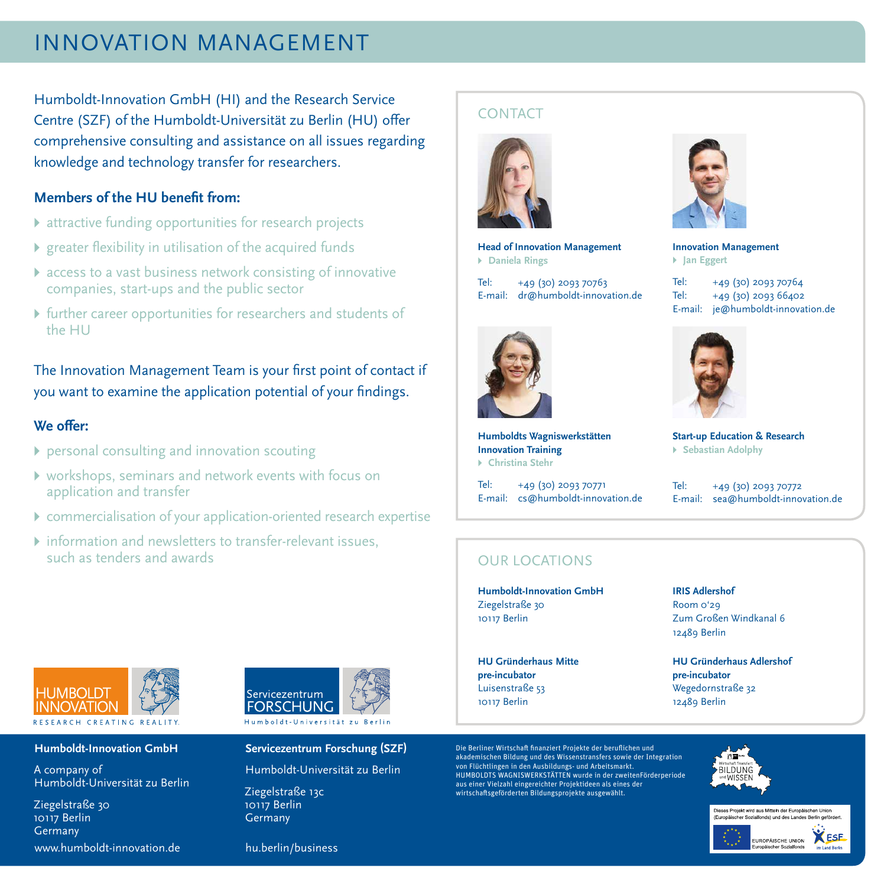# INNOVATION MANAGEMENT

Humboldt-Innovation GmbH (HI) and the Research Service Centre (SZF) of the Humboldt-Universität zu Berlin (HU) offer comprehensive consulting and assistance on all issues regarding knowledge and technology transfer for researchers.

### Members of the HU benefit from:

- attractive funding opportunities for research projects
- greater flexibility in utilisation of the acquired funds
- access to a vast business network consisting of innovative companies, start-ups and the public sector
- further career opportunities for researchers and students of the HU

The Innovation Management Team is your first point of contact if you want to examine the application potential of your findings.

### We offer:

- personal consulting and innovation scouting
- workshops, seminars and network events with focus on application and transfer
- commercialisation of your application-oriented research expertise
- information and newsletters to transfer-relevant issues, such as tenders and awards

## CONTACT

**Head of Innovation Management**
- **Daniela Rings**

Tel: +49 (30) 2093 70763
E-mail: dr@humboldt-innovation.de

**Innovation Management**
- **Jan Eggert**

Tel: +49 (30) 2093 70764
Tel: +49 (30) 2093 66402
E-mail: je@humboldt-innovation.de

**Humboldts Wagniswerkstätten Innovation Training**
- **Christina Stehr**

Tel: +49 (30) 2093 70771
E-mail: cs@humboldt-innovation.de

**Start-up Education & Research**
- **Sebastian Adolphy**

Tel: +49 (30) 2093 70772
E-mail: sea@humboldt-innovation.de

## OUR LOCATIONS

**Humboldt-Innovation GmbH**
Ziegelstraße 30
10117 Berlin

**IRIS Adlershof**
Room 0'29
Zum Großen Windkanal 6
12489 Berlin

**HU Gründerhaus Mitte pre-incubator**
Luisenstraße 53
10117 Berlin

**HU Gründerhaus Adlershof pre-incubator**
Wegedornstraße 32
12489 Berlin

HUMBOLDT INNOVATION
RESEARCH CREATING REALITY.

Servicezentrum FORSCHUNG
Humboldt-Universität zu Berlin

**Humboldt-Innovation GmbH**

A company of Humboldt-Universität zu Berlin

Ziegelstraße 30
10117 Berlin
Germany

www.humboldt-innovation.de

**Servicezentrum Forschung (SZF)**

Humboldt-Universität zu Berlin

Ziegelstraße 13c
10117 Berlin
Germany

hu.berlin/business

Die Berliner Wirtschaft finanziert Projekte der beruflichen und akademischen Bildung und des Wissenstransfers sowie der Integration von Flüchtlingen in den Ausbildungs- und Arbeitsmarkt. HUMBOLDTS WAGNISWERKSTÄTTEN wurde in der zweitenFörderperiode aus einer Vielzahl eingereichter Projektideen als eines der wirtschaftsgeförderten Bildungsprojekte ausgewählt.

Wirtschaft finanziert BILDUNG und WISSEN

Dieses Projekt wird aus Mitteln der Europäischen Union (Europäischer Sozialfonds) und des Landes Berlin gefördert.

EUROPÄISCHE UNION Europäischer Sozialfonds
ESF im Land Berlin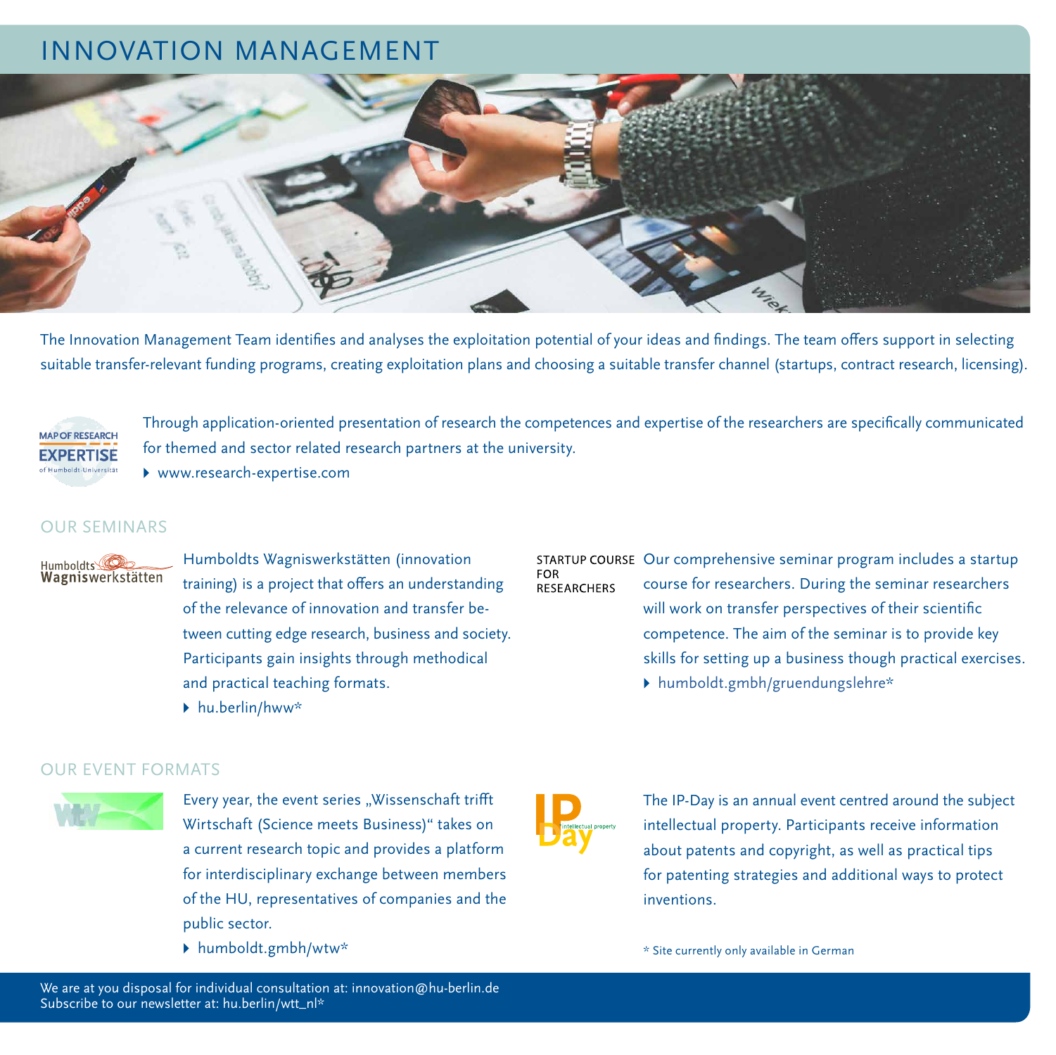# INNOVATION MANAGEMENT

The Innovation Management Team identifies and analyses the exploitation potential of your ideas and findings. The team offers support in selecting suitable transfer-relevant funding programs, creating exploitation plans and choosing a suitable transfer channel (startups, contract research, licensing).

MAP OF RESEARCH EXPERTISE of Humboldt-Universität

Through application-oriented presentation of research the competences and expertise of the researchers are specifically communicated for themed and sector related research partners at the university.

- www.research-expertise.com

## OUR SEMINARS

Humboldts Wagniswerkstätten

Humboldts Wagniswerkstätten (innovation training) is a project that offers an understanding of the relevance of innovation and transfer between cutting edge research, business and society. Participants gain insights through methodical and practical teaching formats.

- hu.berlin/hww*

STARTUP COURSE FOR RESEARCHERS

Our comprehensive seminar program includes a startup course for researchers. During the seminar researchers will work on transfer perspectives of their scientific competence. The aim of the seminar is to provide key skills for setting up a business though practical exercises.

- humboldt.gmbh/gruendungslehre*

## OUR EVENT FORMATS

Every year, the event series „Wissenschaft trifft Wirtschaft (Science meets Business)“ takes on a current research topic and provides a platform for interdisciplinary exchange between members of the HU, representatives of companies and the public sector.

- humboldt.gmbh/wtw*

IP Day intellectual property

The IP-Day is an annual event centred around the subject intellectual property. Participants receive information about patents and copyright, as well as practical tips for patenting strategies and additional ways to protect inventions.

* Site currently only available in German

We are at you disposal for individual consultation at: innovation@hu-berlin.de
Subscribe to our newsletter at: hu.berlin/wtt_nl*